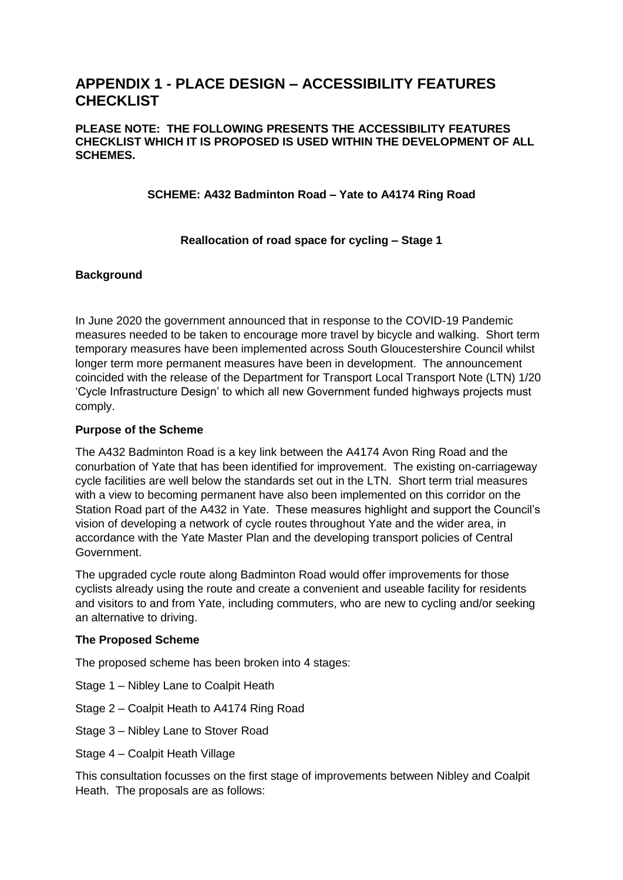# APPENDIX 1 - PLACE DESIGN – ACCESSIBILITY FEATURES CHECKLIST

**PLEASE NOTE: THE FOLLOWING PRESENTS THE ACCESSIBILITY FEATURES CHECKLIST WHICH IT IS PROPOSED IS USED WITHIN THE DEVELOPMENT OF ALL SCHEMES.**

**SCHEME: A432 Badminton Road – Yate to A4174 Ring Road**

**Reallocation of road space for cycling – Stage 1**

**Background**

In June 2020 the government announced that in response to the COVID-19 Pandemic measures needed to be taken to encourage more travel by bicycle and walking. Short term temporary measures have been implemented across South Gloucestershire Council whilst longer term more permanent measures have been in development. The announcement coincided with the release of the Department for Transport Local Transport Note (LTN) 1/20 'Cycle Infrastructure Design' to which all new Government funded highways projects must comply.

**Purpose of the Scheme**

The A432 Badminton Road is a key link between the A4174 Avon Ring Road and the conurbation of Yate that has been identified for improvement. The existing on-carriageway cycle facilities are well below the standards set out in the LTN. Short term trial measures with a view to becoming permanent have also been implemented on this corridor on the Station Road part of the A432 in Yate. These measures highlight and support the Council's vision of developing a network of cycle routes throughout Yate and the wider area, in accordance with the Yate Master Plan and the developing transport policies of Central Government.

The upgraded cycle route along Badminton Road would offer improvements for those cyclists already using the route and create a convenient and useable facility for residents and visitors to and from Yate, including commuters, who are new to cycling and/or seeking an alternative to driving.

**The Proposed Scheme**

The proposed scheme has been broken into 4 stages:

Stage 1 – Nibley Lane to Coalpit Heath

Stage 2 – Coalpit Heath to A4174 Ring Road

Stage 3 – Nibley Lane to Stover Road

Stage 4 – Coalpit Heath Village

This consultation focusses on the first stage of improvements between Nibley and Coalpit Heath. The proposals are as follows: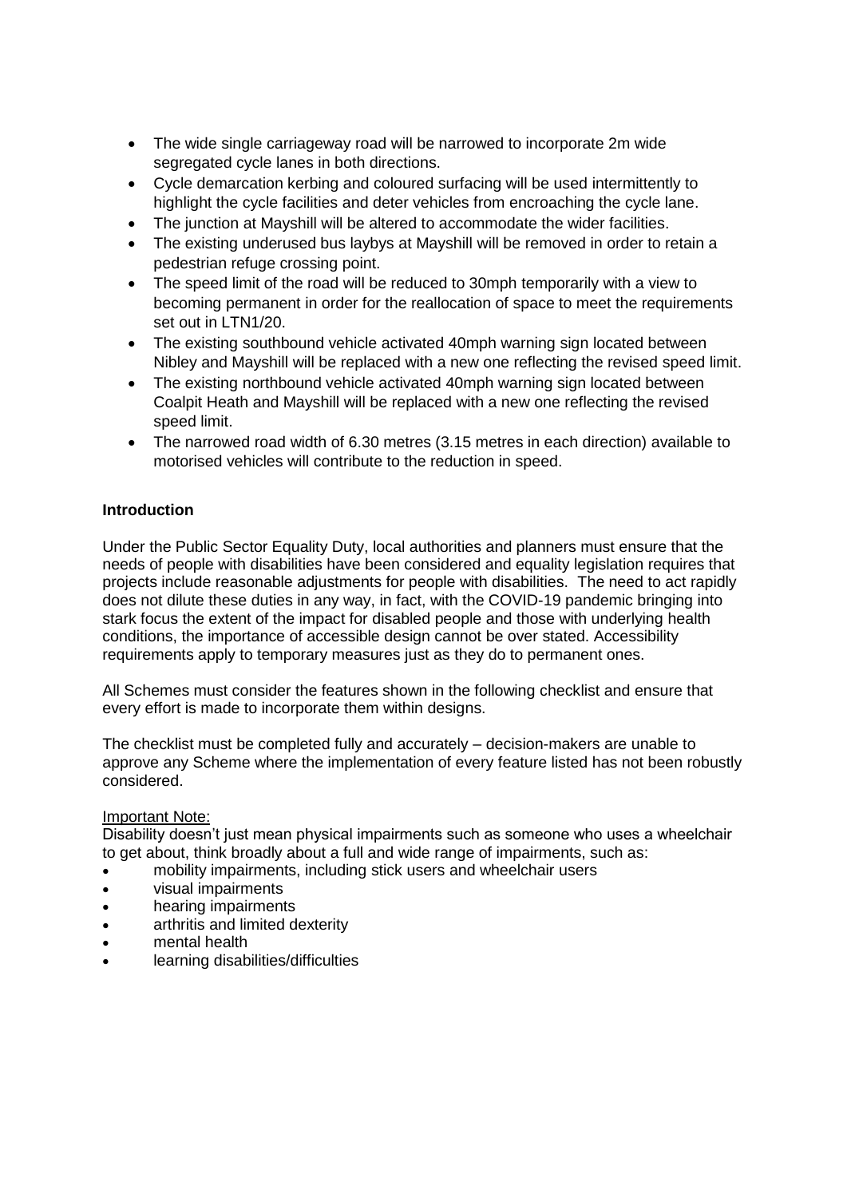- The wide single carriageway road will be narrowed to incorporate 2m wide segregated cycle lanes in both directions.
- Cycle demarcation kerbing and coloured surfacing will be used intermittently to highlight the cycle facilities and deter vehicles from encroaching the cycle lane.
- The junction at Mayshill will be altered to accommodate the wider facilities.
- The existing underused bus laybys at Mayshill will be removed in order to retain a pedestrian refuge crossing point.
- The speed limit of the road will be reduced to 30mph temporarily with a view to becoming permanent in order for the reallocation of space to meet the requirements set out in LTN1/20.
- The existing southbound vehicle activated 40mph warning sign located between Nibley and Mayshill will be replaced with a new one reflecting the revised speed limit.
- The existing northbound vehicle activated 40mph warning sign located between Coalpit Heath and Mayshill will be replaced with a new one reflecting the revised speed limit.
- The narrowed road width of 6.30 metres (3.15 metres in each direction) available to motorised vehicles will contribute to the reduction in speed.

**Introduction**

Under the Public Sector Equality Duty, local authorities and planners must ensure that the needs of people with disabilities have been considered and equality legislation requires that projects include reasonable adjustments for people with disabilities. The need to act rapidly does not dilute these duties in any way, in fact, with the COVID-19 pandemic bringing into stark focus the extent of the impact for disabled people and those with underlying health conditions, the importance of accessible design cannot be over stated. Accessibility requirements apply to temporary measures just as they do to permanent ones.

All Schemes must consider the features shown in the following checklist and ensure that every effort is made to incorporate them within designs.

The checklist must be completed fully and accurately – decision-makers are unable to approve any Scheme where the implementation of every feature listed has not been robustly considered.

Important Note:

Disability doesn't just mean physical impairments such as someone who uses a wheelchair to get about, think broadly about a full and wide range of impairments, such as:

- mobility impairments, including stick users and wheelchair users
- visual impairments
- hearing impairments
- arthritis and limited dexterity
- mental health
- learning disabilities/difficulties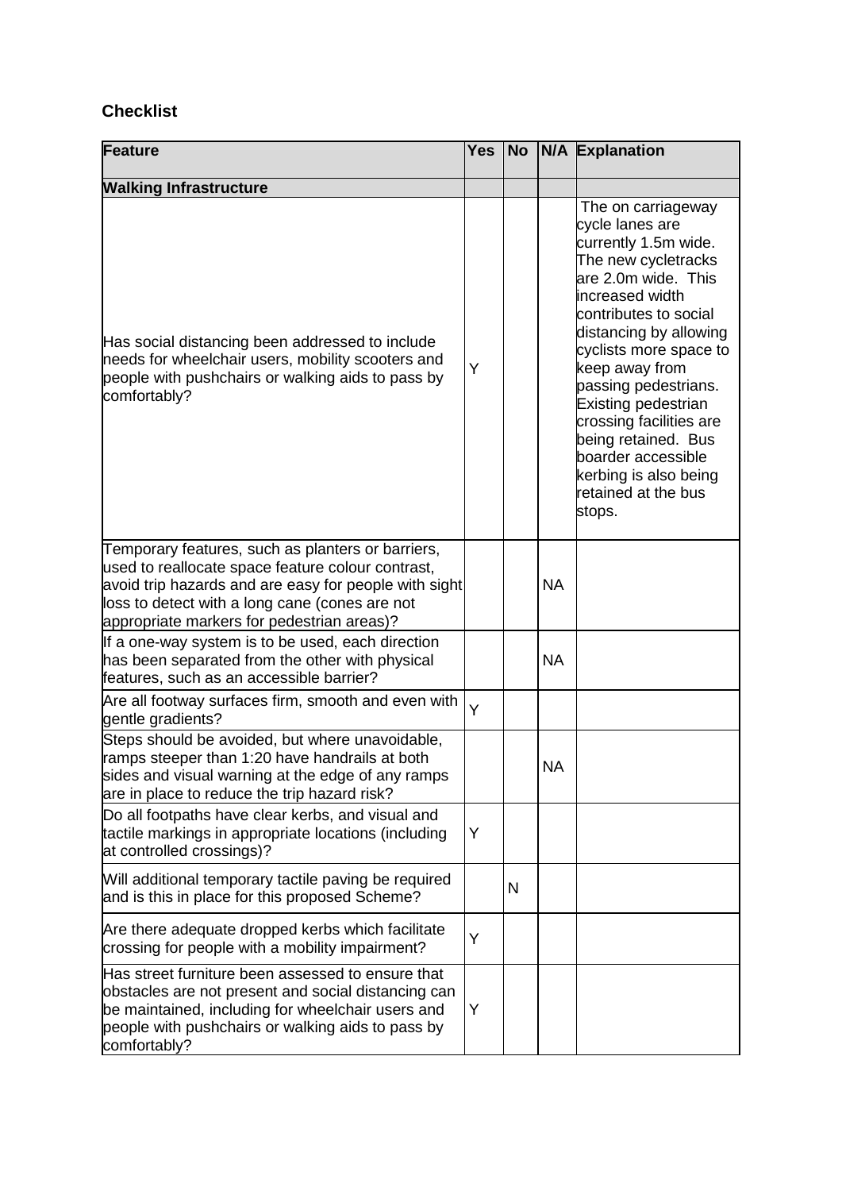**Checklist**

| Feature | Yes | No | N/A | Explanation |
|---|---|---|---|---|
| **Walking Infrastructure** | | | | |
| Has social distancing been addressed to include needs for wheelchair users, mobility scooters and people with pushchairs or walking aids to pass by comfortably? | Y | | | The on carriageway cycle lanes are currently 1.5m wide. The new cycletracks are 2.0m wide. This increased width contributes to social distancing by allowing cyclists more space to keep away from passing pedestrians. Existing pedestrian crossing facilities are being retained. Bus boarder accessible kerbing is also being retained at the bus stops. |
| Temporary features, such as planters or barriers, used to reallocate space feature colour contrast, avoid trip hazards and are easy for people with sight loss to detect with a long cane (cones are not appropriate markers for pedestrian areas)? | | | NA | |
| If a one-way system is to be used, each direction has been separated from the other with physical features, such as an accessible barrier? | | | NA | |
| Are all footway surfaces firm, smooth and even with gentle gradients? | Y | | | |
| Steps should be avoided, but where unavoidable, ramps steeper than 1:20 have handrails at both sides and visual warning at the edge of any ramps are in place to reduce the trip hazard risk? | | | NA | |
| Do all footpaths have clear kerbs, and visual and tactile markings in appropriate locations (including at controlled crossings)? | Y | | | |
| Will additional temporary tactile paving be required and is this in place for this proposed Scheme? | | N | | |
| Are there adequate dropped kerbs which facilitate crossing for people with a mobility impairment? | Y | | | |
| Has street furniture been assessed to ensure that obstacles are not present and social distancing can be maintained, including for wheelchair users and people with pushchairs or walking aids to pass by comfortably? | Y | | | |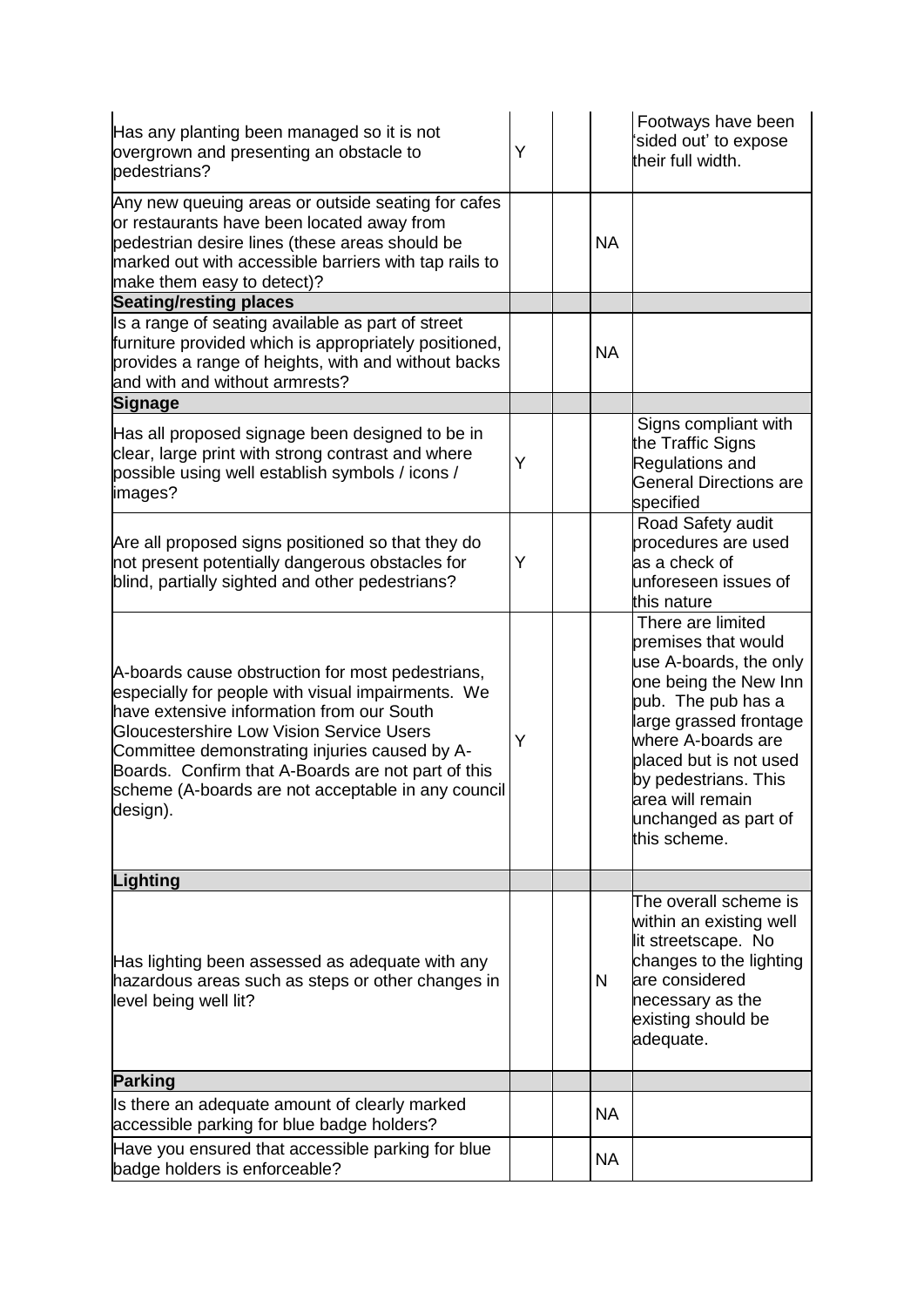| | | | | |
|---|---|---|---|---|
| Has any planting been managed so it is not overgrown and presenting an obstacle to pedestrians? | Y | | | Footways have been 'sided out' to expose their full width. |
| Any new queuing areas or outside seating for cafes or restaurants have been located away from pedestrian desire lines (these areas should be marked out with accessible barriers with tap rails to make them easy to detect)? | | | NA | |
| **Seating/resting places** | | | | |
| Is a range of seating available as part of street furniture provided which is appropriately positioned, provides a range of heights, with and without backs and with and without armrests? | | | NA | |
| **Signage** | | | | |
| Has all proposed signage been designed to be in clear, large print with strong contrast and where possible using well establish symbols / icons / images? | Y | | | Signs compliant with the Traffic Signs Regulations and General Directions are specified |
| Are all proposed signs positioned so that they do not present potentially dangerous obstacles for blind, partially sighted and other pedestrians? | Y | | | Road Safety audit procedures are used as a check of unforeseen issues of this nature |
| A-boards cause obstruction for most pedestrians, especially for people with visual impairments. We have extensive information from our South Gloucestershire Low Vision Service Users Committee demonstrating injuries caused by A-Boards. Confirm that A-Boards are not part of this scheme (A-boards are not acceptable in any council design). | Y | | | There are limited premises that would use A-boards, the only one being the New Inn pub. The pub has a large grassed frontage where A-boards are placed but is not used by pedestrians. This area will remain unchanged as part of this scheme. |
| **Lighting** | | | | |
| Has lighting been assessed as adequate with any hazardous areas such as steps or other changes in level being well lit? | | | N | The overall scheme is within an existing well lit streetscape. No changes to the lighting are considered necessary as the existing should be adequate. |
| **Parking** | | | | |
| Is there an adequate amount of clearly marked accessible parking for blue badge holders? | | | NA | |
| Have you ensured that accessible parking for blue badge holders is enforceable? | | | NA | |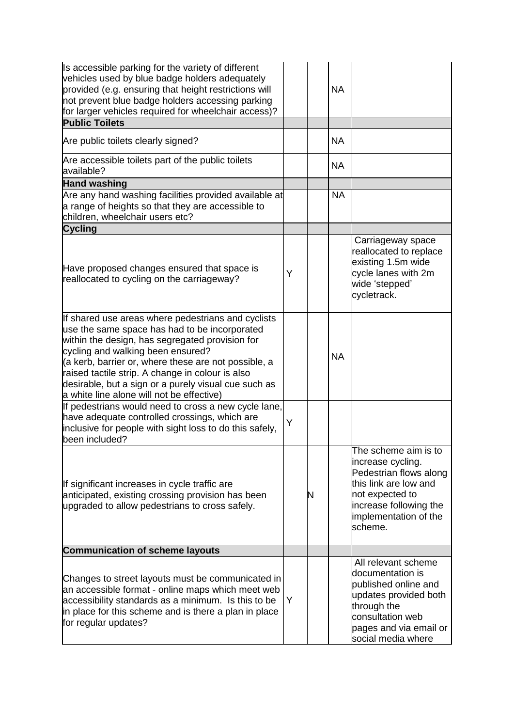| | | | | |
|---|---|---|---|---|
| Is accessible parking for the variety of different vehicles used by blue badge holders adequately provided (e.g. ensuring that height restrictions will not prevent blue badge holders accessing parking for larger vehicles required for wheelchair access)? | | | NA | |
| **Public Toilets** | | | | |
| Are public toilets clearly signed? | | | NA | |
| Are accessible toilets part of the public toilets available? | | | NA | |
| **Hand washing** | | | | |
| Are any hand washing facilities provided available at a range of heights so that they are accessible to children, wheelchair users etc? | | | NA | |
| **Cycling** | | | | |
| Have proposed changes ensured that space is reallocated to cycling on the carriageway? | Y | | | Carriageway space reallocated to replace existing 1.5m wide cycle lanes with 2m wide 'stepped' cycletrack. |
| If shared use areas where pedestrians and cyclists use the same space has had to be incorporated within the design, has segregated provision for cycling and walking been ensured? (a kerb, barrier or, where these are not possible, a raised tactile strip. A change in colour is also desirable, but a sign or a purely visual cue such as a white line alone will not be effective) | | | NA | |
| If pedestrians would need to cross a new cycle lane, have adequate controlled crossings, which are inclusive for people with sight loss to do this safely, been included? | Y | | | |
| If significant increases in cycle traffic are anticipated, existing crossing provision has been upgraded to allow pedestrians to cross safely. | | N | | The scheme aim is to increase cycling. Pedestrian flows along this link are low and not expected to increase following the implementation of the scheme. |
| **Communication of scheme layouts** | | | | |
| Changes to street layouts must be communicated in an accessible format - online maps which meet web accessibility standards as a minimum. Is this to be in place for this scheme and is there a plan in place for regular updates? | Y | | | All relevant scheme documentation is published online and updates provided both through the consultation web pages and via email or social media where |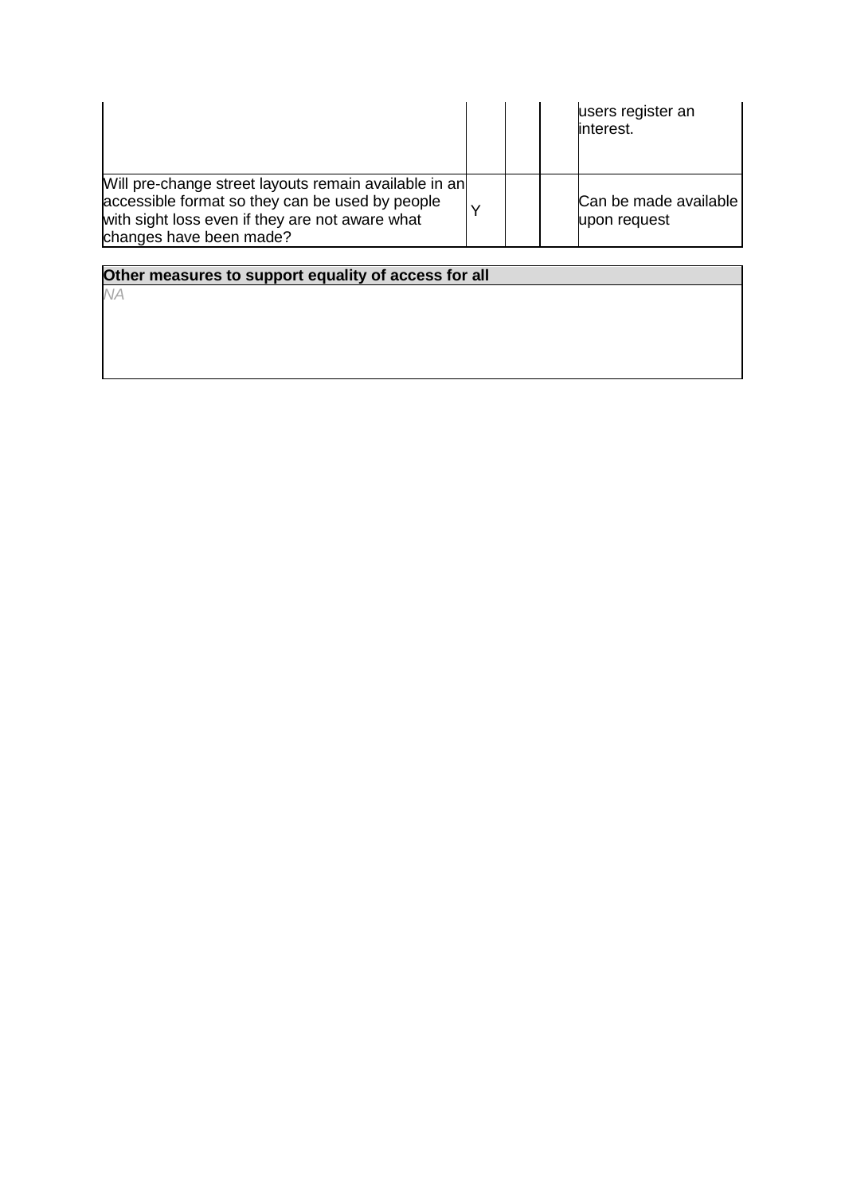| | | | | |
|---|---|---|---|---|
| | | | | users register an interest. |
| Will pre-change street layouts remain available in an accessible format so they can be used by people with sight loss even if they are not aware what changes have been made? | Y | | | Can be made available upon request |

| Other measures to support equality of access for all |
|---|
| *NA* |